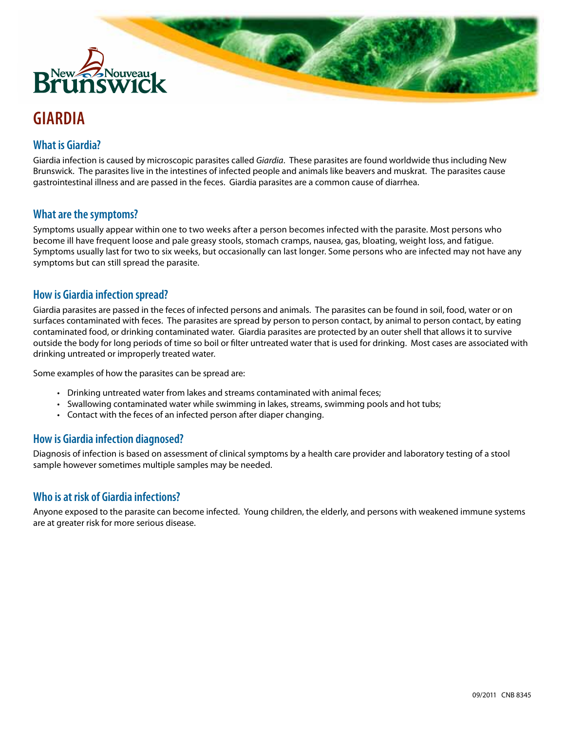# GIARDIA

## What is Giardia?

Giardia infection is caused by microscopic parasites called *Giardia*. These parasites are found worldwide thus including New Brunswick. The parasites live in the intestines of infected people and animals like beavers and muskrat. The parasites cause gastrointestinal illness and are passed in the feces. Giardia parasites are a common cause of diarrhea.

## What are the symptoms?

Symptoms usually appear within one to two weeks after a person becomes infected with the parasite. Most persons who become ill have frequent loose and pale greasy stools, stomach cramps, nausea, gas, bloating, weight loss, and fatigue. Symptoms usually last for two to six weeks, but occasionally can last longer. Some persons who are infected may not have any symptoms but can still spread the parasite.

## How is Giardia infection spread?

Giardia parasites are passed in the feces of infected persons and animals. The parasites can be found in soil, food, water or on surfaces contaminated with feces. The parasites are spread by person to person contact, by animal to person contact, by eating contaminated food, or drinking contaminated water. Giardia parasites are protected by an outer shell that allows it to survive outside the body for long periods of time so boil or filter untreated water that is used for drinking. Most cases are associated with drinking untreated or improperly treated water.

Some examples of how the parasites can be spread are:

- Drinking untreated water from lakes and streams contaminated with animal feces;
- Swallowing contaminated water while swimming in lakes, streams, swimming pools and hot tubs;
- Contact with the feces of an infected person after diaper changing.

## How is Giardia infection diagnosed?

Diagnosis of infection is based on assessment of clinical symptoms by a health care provider and laboratory testing of a stool sample however sometimes multiple samples may be needed.

## Who is at risk of Giardia infections?

Anyone exposed to the parasite can become infected. Young children, the elderly, and persons with weakened immune systems are at greater risk for more serious disease.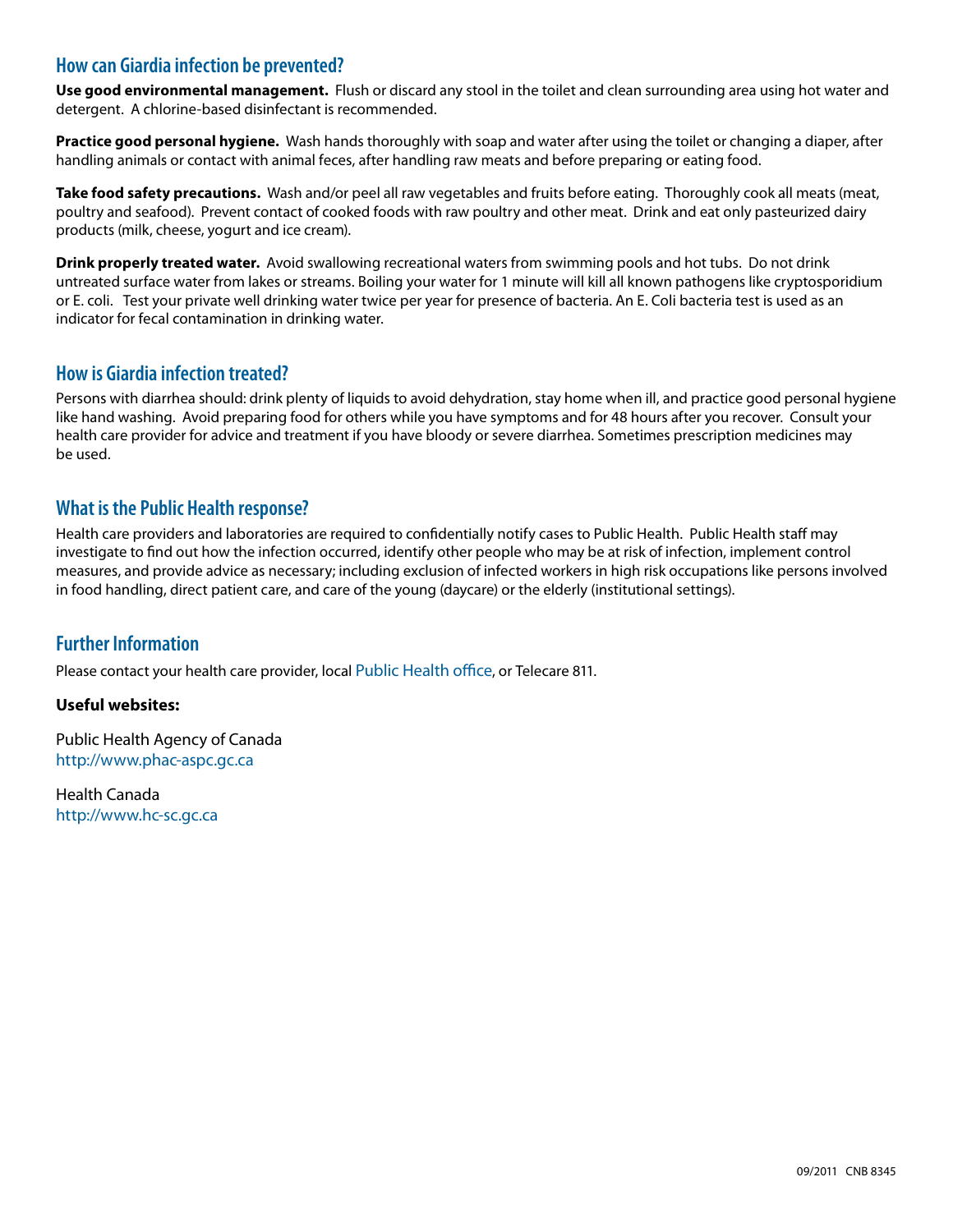## How can Giardia infection be prevented?

**Use good environmental management.** Flush or discard any stool in the toilet and clean surrounding area using hot water and detergent. A chlorine-based disinfectant is recommended.

**Practice good personal hygiene.** Wash hands thoroughly with soap and water after using the toilet or changing a diaper, after handling animals or contact with animal feces, after handling raw meats and before preparing or eating food.

**Take food safety precautions.** Wash and/or peel all raw vegetables and fruits before eating. Thoroughly cook all meats (meat, poultry and seafood). Prevent contact of cooked foods with raw poultry and other meat. Drink and eat only pasteurized dairy products (milk, cheese, yogurt and ice cream).

**Drink properly treated water.** Avoid swallowing recreational waters from swimming pools and hot tubs. Do not drink untreated surface water from lakes or streams. Boiling your water for 1 minute will kill all known pathogens like cryptosporidium or E. coli. Test your private well drinking water twice per year for presence of bacteria. An E. Coli bacteria test is used as an indicator for fecal contamination in drinking water.

## How is Giardia infection treated?

Persons with diarrhea should: drink plenty of liquids to avoid dehydration, stay home when ill, and practice good personal hygiene like hand washing. Avoid preparing food for others while you have symptoms and for 48 hours after you recover. Consult your health care provider for advice and treatment if you have bloody or severe diarrhea. Sometimes prescription medicines may be used.

## What is the Public Health response?

Health care providers and laboratories are required to confidentially notify cases to Public Health. Public Health staff may investigate to find out how the infection occurred, identify other people who may be at risk of infection, implement control measures, and provide advice as necessary; including exclusion of infected workers in high risk occupations like persons involved in food handling, direct patient care, and care of the young (daycare) or the elderly (institutional settings).

## Further Information

Please contact your health care provider, local Public Health office, or Telecare 811.

**Useful websites:**

Public Health Agency of Canada
http://www.phac-aspc.gc.ca

Health Canada
http://www.hc-sc.gc.ca

09/2011 CNB 8345